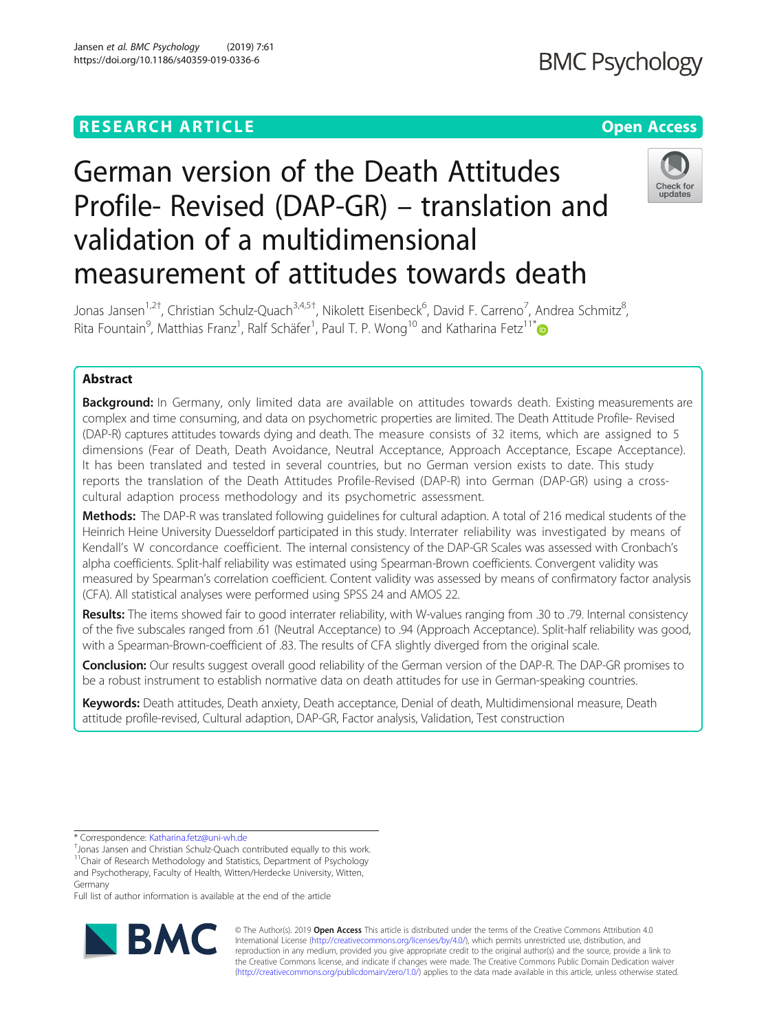RESEARCH ARTICLE

Open Access

# German version of the Death Attitudes Profile- Revised (DAP-GR) – translation and validation of a multidimensional measurement of attitudes towards death

Jonas Jansen[1,2†], Christian Schulz-Quach[3,4,5†], Nikolett Eisenbeck[6], David F. Carreno[7], Andrea Schmitz[8], Rita Fountain[9], Matthias Franz[1], Ralf Schäfer[1], Paul T. P. Wong[10] and Katharina Fetz[11*]

## Abstract

**Background:** In Germany, only limited data are available on attitudes towards death. Existing measurements are complex and time consuming, and data on psychometric properties are limited. The Death Attitude Profile- Revised (DAP-R) captures attitudes towards dying and death. The measure consists of 32 items, which are assigned to 5 dimensions (Fear of Death, Death Avoidance, Neutral Acceptance, Approach Acceptance, Escape Acceptance). It has been translated and tested in several countries, but no German version exists to date. This study reports the translation of the Death Attitudes Profile-Revised (DAP-R) into German (DAP-GR) using a cross-cultural adaption process methodology and its psychometric assessment.

**Methods:** The DAP-R was translated following guidelines for cultural adaption. A total of 216 medical students of the Heinrich Heine University Duesseldorf participated in this study. Interrater reliability was investigated by means of Kendall's W concordance coefficient. The internal consistency of the DAP-GR Scales was assessed with Cronbach's alpha coefficients. Split-half reliability was estimated using Spearman-Brown coefficients. Convergent validity was measured by Spearman's correlation coefficient. Content validity was assessed by means of confirmatory factor analysis (CFA). All statistical analyses were performed using SPSS 24 and AMOS 22.

**Results:** The items showed fair to good interrater reliability, with W-values ranging from .30 to .79. Internal consistency of the five subscales ranged from .61 (Neutral Acceptance) to .94 (Approach Acceptance). Split-half reliability was good, with a Spearman-Brown-coefficient of .83. The results of CFA slightly diverged from the original scale.

**Conclusion:** Our results suggest overall good reliability of the German version of the DAP-R. The DAP-GR promises to be a robust instrument to establish normative data on death attitudes for use in German-speaking countries.

**Keywords:** Death attitudes, Death anxiety, Death acceptance, Denial of death, Multidimensional measure, Death attitude profile-revised, Cultural adaption, DAP-GR, Factor analysis, Validation, Test construction

---

\* Correspondence: Katharina.fetz@uni-wh.de

†Jonas Jansen and Christian Schulz-Quach contributed equally to this work.

[11]Chair of Research Methodology and Statistics, Department of Psychology and Psychotherapy, Faculty of Health, Witten/Herdecke University, Witten, Germany

Full list of author information is available at the end of the article

© The Author(s). 2019 **Open Access** This article is distributed under the terms of the Creative Commons Attribution 4.0 International License (http://creativecommons.org/licenses/by/4.0/), which permits unrestricted use, distribution, and reproduction in any medium, provided you give appropriate credit to the original author(s) and the source, provide a link to the Creative Commons license, and indicate if changes were made. The Creative Commons Public Domain Dedication waiver (http://creativecommons.org/publicdomain/zero/1.0/) applies to the data made available in this article, unless otherwise stated.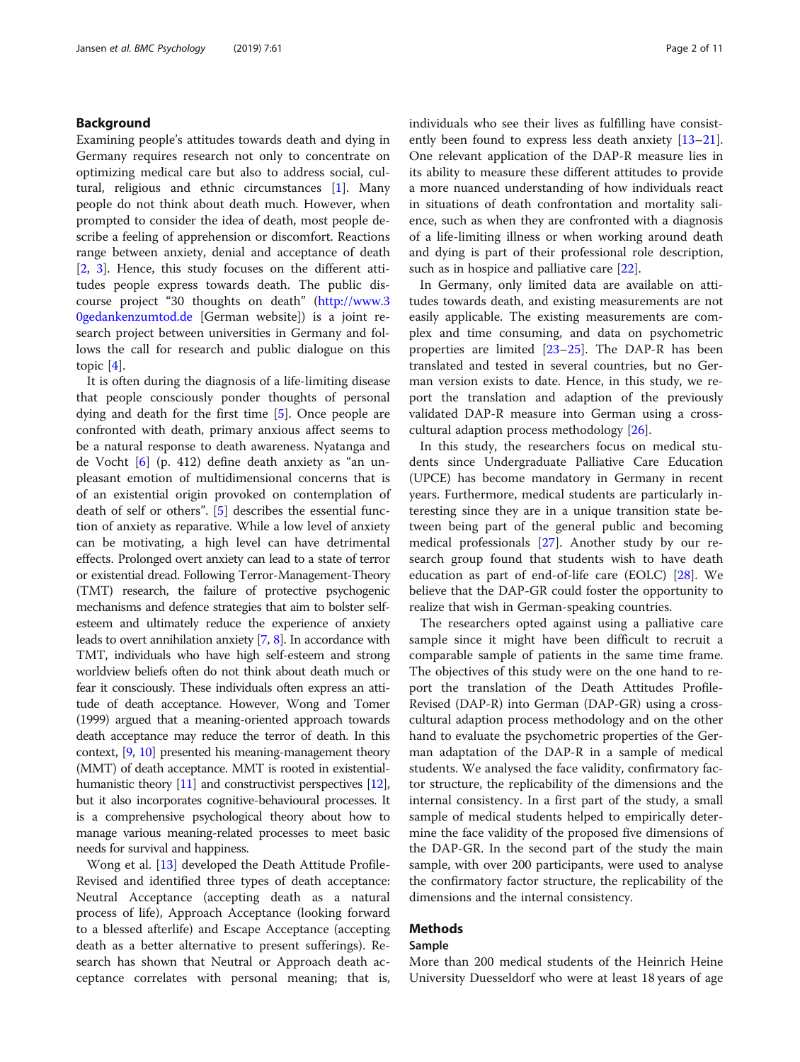## Background

Examining people's attitudes towards death and dying in Germany requires research not only to concentrate on optimizing medical care but also to address social, cultural, religious and ethnic circumstances [1]. Many people do not think about death much. However, when prompted to consider the idea of death, most people describe a feeling of apprehension or discomfort. Reactions range between anxiety, denial and acceptance of death [2, 3]. Hence, this study focuses on the different attitudes people express towards death. The public discourse project "30 thoughts on death" (http://www.30gedankenzumtod.de [German website]) is a joint research project between universities in Germany and follows the call for research and public dialogue on this topic [4].

It is often during the diagnosis of a life-limiting disease that people consciously ponder thoughts of personal dying and death for the first time [5]. Once people are confronted with death, primary anxious affect seems to be a natural response to death awareness. Nyatanga and de Vocht [6] (p. 412) define death anxiety as "an unpleasant emotion of multidimensional concerns that is of an existential origin provoked on contemplation of death of self or others". [5] describes the essential function of anxiety as reparative. While a low level of anxiety can be motivating, a high level can have detrimental effects. Prolonged overt anxiety can lead to a state of terror or existential dread. Following Terror-Management-Theory (TMT) research, the failure of protective psychogenic mechanisms and defence strategies that aim to bolster self-esteem and ultimately reduce the experience of anxiety leads to overt annihilation anxiety [7, 8]. In accordance with TMT, individuals who have high self-esteem and strong worldview beliefs often do not think about death much or fear it consciously. These individuals often express an attitude of death acceptance. However, Wong and Tomer (1999) argued that a meaning-oriented approach towards death acceptance may reduce the terror of death. In this context, [9, 10] presented his meaning-management theory (MMT) of death acceptance. MMT is rooted in existential-humanistic theory [11] and constructivist perspectives [12], but it also incorporates cognitive-behavioural processes. It is a comprehensive psychological theory about how to manage various meaning-related processes to meet basic needs for survival and happiness.

Wong et al. [13] developed the Death Attitude Profile-Revised and identified three types of death acceptance: Neutral Acceptance (accepting death as a natural process of life), Approach Acceptance (looking forward to a blessed afterlife) and Escape Acceptance (accepting death as a better alternative to present sufferings). Research has shown that Neutral or Approach death acceptance correlates with personal meaning; that is, individuals who see their lives as fulfilling have consistently been found to express less death anxiety [13–21]. One relevant application of the DAP-R measure lies in its ability to measure these different attitudes to provide a more nuanced understanding of how individuals react in situations of death confrontation and mortality salience, such as when they are confronted with a diagnosis of a life-limiting illness or when working around death and dying is part of their professional role description, such as in hospice and palliative care [22].

In Germany, only limited data are available on attitudes towards death, and existing measurements are not easily applicable. The existing measurements are complex and time consuming, and data on psychometric properties are limited [23–25]. The DAP-R has been translated and tested in several countries, but no German version exists to date. Hence, in this study, we report the translation and adaption of the previously validated DAP-R measure into German using a cross-cultural adaption process methodology [26].

In this study, the researchers focus on medical students since Undergraduate Palliative Care Education (UPCE) has become mandatory in Germany in recent years. Furthermore, medical students are particularly interesting since they are in a unique transition state between being part of the general public and becoming medical professionals [27]. Another study by our research group found that students wish to have death education as part of end-of-life care (EOLC) [28]. We believe that the DAP-GR could foster the opportunity to realize that wish in German-speaking countries.

The researchers opted against using a palliative care sample since it might have been difficult to recruit a comparable sample of patients in the same time frame. The objectives of this study were on the one hand to report the translation of the Death Attitudes Profile-Revised (DAP-R) into German (DAP-GR) using a cross-cultural adaption process methodology and on the other hand to evaluate the psychometric properties of the German adaptation of the DAP-R in a sample of medical students. We analysed the face validity, confirmatory factor structure, the replicability of the dimensions and the internal consistency. In a first part of the study, a small sample of medical students helped to empirically determine the face validity of the proposed five dimensions of the DAP-GR. In the second part of the study the main sample, with over 200 participants, were used to analyse the confirmatory factor structure, the replicability of the dimensions and the internal consistency.

## Methods

### Sample

More than 200 medical students of the Heinrich Heine University Duesseldorf who were at least 18 years of age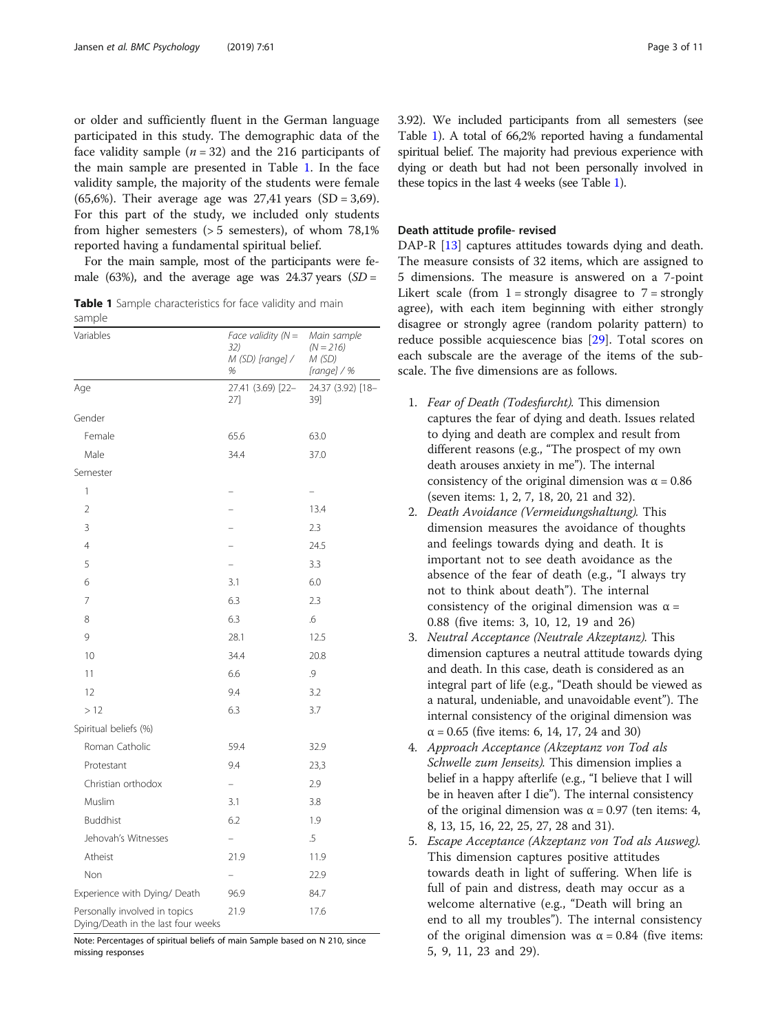or older and sufficiently fluent in the German language participated in this study. The demographic data of the face validity sample ($n = 32$) and the 216 participants of the main sample are presented in Table 1. In the face validity sample, the majority of the students were female (65,6%). Their average age was 27,41 years (SD = 3,69). For this part of the study, we included only students from higher semesters (> 5 semesters), of whom 78,1% reported having a fundamental spiritual belief.

For the main sample, most of the participants were female (63%), and the average age was 24.37 years ($SD$ = 3.92). We included participants from all semesters (see Table 1). A total of 66,2% reported having a fundamental spiritual belief. The majority had previous experience with dying or death but had not been personally involved in these topics in the last 4 weeks (see Table 1).

**Table 1** Sample characteristics for face validity and main sample

| Variables | Face validity (N = 32) M (SD) [range] / % | Main sample (N = 216) M (SD) [range] / % |
| --- | --- | --- |
| Age | 27.41 (3.69) [22–27] | 24.37 (3.92) [18–39] |
| Gender | | |
| Female | 65.6 | 63.0 |
| Male | 34.4 | 37.0 |
| Semester | | |
| 1 | – | – |
| 2 | – | 13.4 |
| 3 | – | 2.3 |
| 4 | – | 24.5 |
| 5 | – | 3.3 |
| 6 | 3.1 | 6.0 |
| 7 | 6.3 | 2.3 |
| 8 | 6.3 | .6 |
| 9 | 28.1 | 12.5 |
| 10 | 34.4 | 20.8 |
| 11 | 6.6 | .9 |
| 12 | 9.4 | 3.2 |
| > 12 | 6.3 | 3.7 |
| Spiritual beliefs (%) | | |
| Roman Catholic | 59.4 | 32.9 |
| Protestant | 9.4 | 23,3 |
| Christian orthodox | – | 2.9 |
| Muslim | 3.1 | 3.8 |
| Buddhist | 6.2 | 1.9 |
| Jehovah's Witnesses | – | .5 |
| Atheist | 21.9 | 11.9 |
| Non | – | 22.9 |
| Experience with Dying/ Death | 96.9 | 84.7 |
| Personally involved in topics Dying/Death in the last four weeks | 21.9 | 17.6 |

Note: Percentages of spiritual beliefs of main Sample based on N 210, since missing responses

### Death attitude profile- revised

DAP-R [13] captures attitudes towards dying and death. The measure consists of 32 items, which are assigned to 5 dimensions. The measure is answered on a 7-point Likert scale (from 1 = strongly disagree to 7 = strongly agree), with each item beginning with either strongly disagree or strongly agree (random polarity pattern) to reduce possible acquiescence bias [29]. Total scores on each subscale are the average of the items of the subscale. The five dimensions are as follows.

1. *Fear of Death (Todesfurcht).* This dimension captures the fear of dying and death. Issues related to dying and death are complex and result from different reasons (e.g., "The prospect of my own death arouses anxiety in me"). The internal consistency of the original dimension was $\alpha = 0.86$ (seven items: 1, 2, 7, 18, 20, 21 and 32).
2. *Death Avoidance (Vermeidungshaltung).* This dimension measures the avoidance of thoughts and feelings towards dying and death. It is important not to see death avoidance as the absence of the fear of death (e.g., "I always try not to think about death"). The internal consistency of the original dimension was $\alpha = 0.88$ (five items: 3, 10, 12, 19 and 26)
3. *Neutral Acceptance (Neutrale Akzeptanz).* This dimension captures a neutral attitude towards dying and death. In this case, death is considered as an integral part of life (e.g., "Death should be viewed as a natural, undeniable, and unavoidable event"). The internal consistency of the original dimension was $\alpha = 0.65$ (five items: 6, 14, 17, 24 and 30)
4. *Approach Acceptance (Akzeptanz von Tod als Schwelle zum Jenseits).* This dimension implies a belief in a happy afterlife (e.g., "I believe that I will be in heaven after I die"). The internal consistency of the original dimension was $\alpha = 0.97$ (ten items: 4, 8, 13, 15, 16, 22, 25, 27, 28 and 31).
5. *Escape Acceptance (Akzeptanz von Tod als Ausweg).* This dimension captures positive attitudes towards death in light of suffering. When life is full of pain and distress, death may occur as a welcome alternative (e.g., "Death will bring an end to all my troubles"). The internal consistency of the original dimension was $\alpha = 0.84$ (five items: 5, 9, 11, 23 and 29).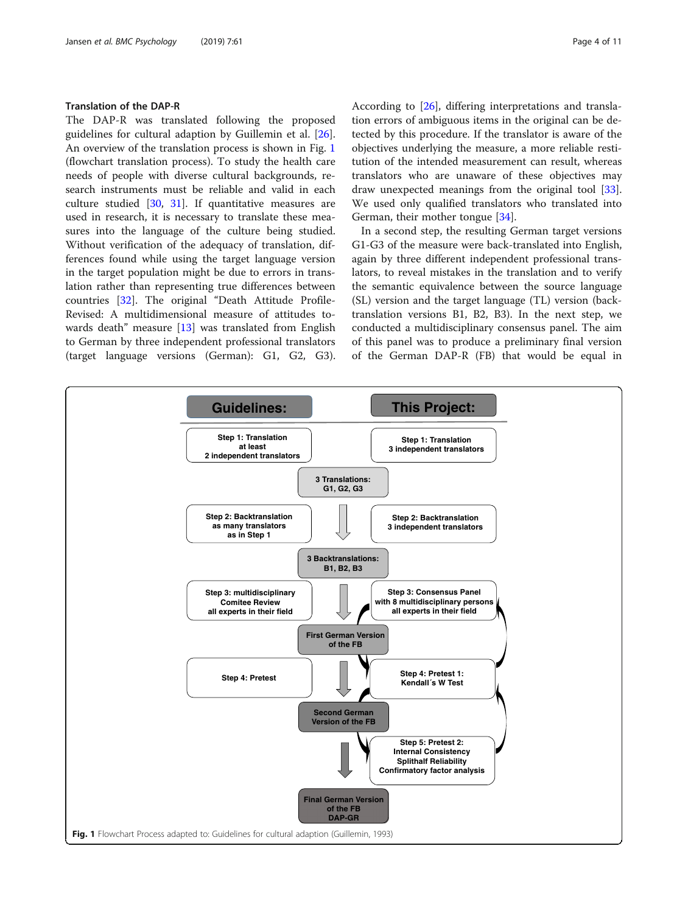### Translation of the DAP-R

The DAP-R was translated following the proposed guidelines for cultural adaption by Guillemin et al. [26]. An overview of the translation process is shown in Fig. 1 (flowchart translation process). To study the health care needs of people with diverse cultural backgrounds, research instruments must be reliable and valid in each culture studied [30, 31]. If quantitative measures are used in research, it is necessary to translate these measures into the language of the culture being studied. Without verification of the adequacy of translation, differences found while using the target language version in the target population might be due to errors in translation rather than representing true differences between countries [32]. The original "Death Attitude Profile-Revised: A multidimensional measure of attitudes towards death" measure [13] was translated from English to German by three independent professional translators (target language versions (German): G1, G2, G3). According to [26], differing interpretations and translation errors of ambiguous items in the original can be detected by this procedure. If the translator is aware of the objectives underlying the measure, a more reliable restitution of the intended measurement can result, whereas translators who are unaware of these objectives may draw unexpected meanings from the original tool [33]. We used only qualified translators who translated into German, their mother tongue [34].

In a second step, the resulting German target versions G1-G3 of the measure were back-translated into English, again by three different independent professional translators, to reveal mistakes in the translation and to verify the semantic equivalence between the source language (SL) version and the target language (TL) version (back-translation versions B1, B2, B3). In the next step, we conducted a multidisciplinary consensus panel. The aim of this panel was to produce a preliminary final version of the German DAP-R (FB) that would be equal in

| Guidelines: | | This Project: |
|---|---|---|
| Step 1: Translation at least 2 independent translators | | Step 1: Translation 3 independent translators |
| | 3 Translations: G1, G2, G3 | |
| Step 2: Backtranslation as many translators as in Step 1 | | Step 2: Backtranslation 3 independent translators |
| | 3 Backtranslations: B1, B2, B3 | |
| Step 3: multidisciplinary Comitee Review all experts in their field | | Step 3: Consensus Panel with 8 multidisciplinary persons all experts in their field |
| | First German Version of the FB | |
| Step 4: Pretest | | Step 4: Pretest 1: Kendall´s W Test |
| | Second German Version of the FB | |
| | | Step 5: Pretest 2: Internal Consistency Splithalf Reliability Confirmatory factor analysis |
| | Final German Version of the FB DAP-GR | |

**Fig. 1** Flowchart Process adapted to: Guidelines for cultural adaption (Guillemin, 1993)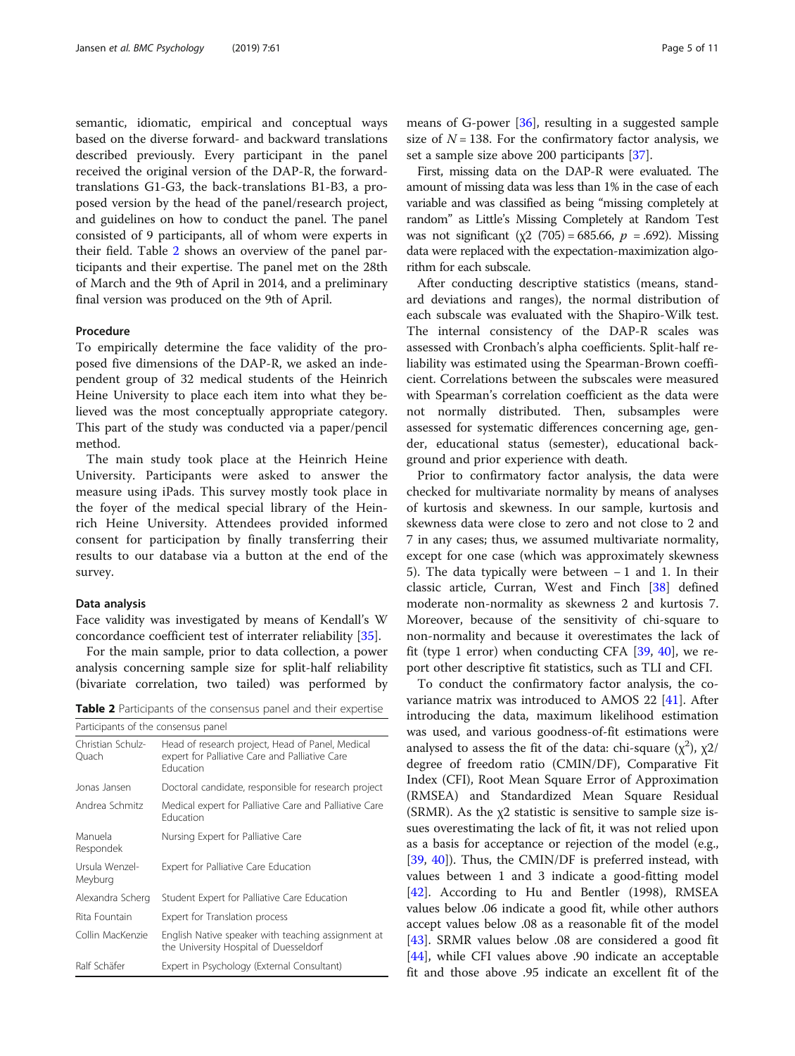semantic, idiomatic, empirical and conceptual ways based on the diverse forward- and backward translations described previously. Every participant in the panel received the original version of the DAP-R, the forward-translations G1-G3, the back-translations B1-B3, a proposed version by the head of the panel/research project, and guidelines on how to conduct the panel. The panel consisted of 9 participants, all of whom were experts in their field. Table 2 shows an overview of the panel participants and their expertise. The panel met on the 28th of March and the 9th of April in 2014, and a preliminary final version was produced on the 9th of April.

**Table 2** Participants of the consensus panel and their expertise

| Participants of the consensus panel | |
|---|---|
| Christian Schulz-Quach | Head of research project, Head of Panel, Medical expert for Palliative Care and Palliative Care Education |
| Jonas Jansen | Doctoral candidate, responsible for research project |
| Andrea Schmitz | Medical expert for Palliative Care and Palliative Care Education |
| Manuela Respondek | Nursing Expert for Palliative Care |
| Ursula Wenzel-Meyburg | Expert for Palliative Care Education |
| Alexandra Scherg | Student Expert for Palliative Care Education |
| Rita Fountain | Expert for Translation process |
| Collin MacKenzie | English Native speaker with teaching assignment at the University Hospital of Duesseldorf |
| Ralf Schäfer | Expert in Psychology (External Consultant) |

### Procedure

To empirically determine the face validity of the proposed five dimensions of the DAP-R, we asked an independent group of 32 medical students of the Heinrich Heine University to place each item into what they believed was the most conceptually appropriate category. This part of the study was conducted via a paper/pencil method.

The main study took place at the Heinrich Heine University. Participants were asked to answer the measure using iPads. This survey mostly took place in the foyer of the medical special library of the Heinrich Heine University. Attendees provided informed consent for participation by finally transferring their results to our database via a button at the end of the survey.

### Data analysis

Face validity was investigated by means of Kendall's W concordance coefficient test of interrater reliability [35].

For the main sample, prior to data collection, a power analysis concerning sample size for split-half reliability (bivariate correlation, two tailed) was performed by means of G-power [36], resulting in a suggested sample size of $N = 138$. For the confirmatory factor analysis, we set a sample size above 200 participants [37].

First, missing data on the DAP-R were evaluated. The amount of missing data was less than 1% in the case of each variable and was classified as being "missing completely at random" as Little's Missing Completely at Random Test was not significant ($\chi2$ (705) = 685.66, $p$ = .692). Missing data were replaced with the expectation-maximization algorithm for each subscale.

After conducting descriptive statistics (means, standard deviations and ranges), the normal distribution of each subscale was evaluated with the Shapiro-Wilk test. The internal consistency of the DAP-R scales was assessed with Cronbach's alpha coefficients. Split-half reliability was estimated using the Spearman-Brown coefficient. Correlations between the subscales were measured with Spearman's correlation coefficient as the data were not normally distributed. Then, subsamples were assessed for systematic differences concerning age, gender, educational status (semester), educational background and prior experience with death.

Prior to confirmatory factor analysis, the data were checked for multivariate normality by means of analyses of kurtosis and skewness. In our sample, kurtosis and skewness data were close to zero and not close to 2 and 7 in any cases; thus, we assumed multivariate normality, except for one case (which was approximately skewness 5). The data typically were between − 1 and 1. In their classic article, Curran, West and Finch [38] defined moderate non-normality as skewness 2 and kurtosis 7. Moreover, because of the sensitivity of chi-square to non-normality and because it overestimates the lack of fit (type 1 error) when conducting CFA [39, 40], we report other descriptive fit statistics, such as TLI and CFI.

To conduct the confirmatory factor analysis, the covariance matrix was introduced to AMOS 22 [41]. After introducing the data, maximum likelihood estimation was used, and various goodness-of-fit estimations were analysed to assess the fit of the data: chi-square ($\chi^2$), $\chi2$/degree of freedom ratio (CMIN/DF), Comparative Fit Index (CFI), Root Mean Square Error of Approximation (RMSEA) and Standardized Mean Square Residual (SRMR). As the $\chi2$ statistic is sensitive to sample size issues overestimating the lack of fit, it was not relied upon as a basis for acceptance or rejection of the model (e.g., [39, 40]). Thus, the CMIN/DF is preferred instead, with values between 1 and 3 indicate a good-fitting model [42]. According to Hu and Bentler (1998), RMSEA values below .06 indicate a good fit, while other authors accept values below .08 as a reasonable fit of the model [43]. SRMR values below .08 are considered a good fit [44], while CFI values above .90 indicate an acceptable fit and those above .95 indicate an excellent fit of the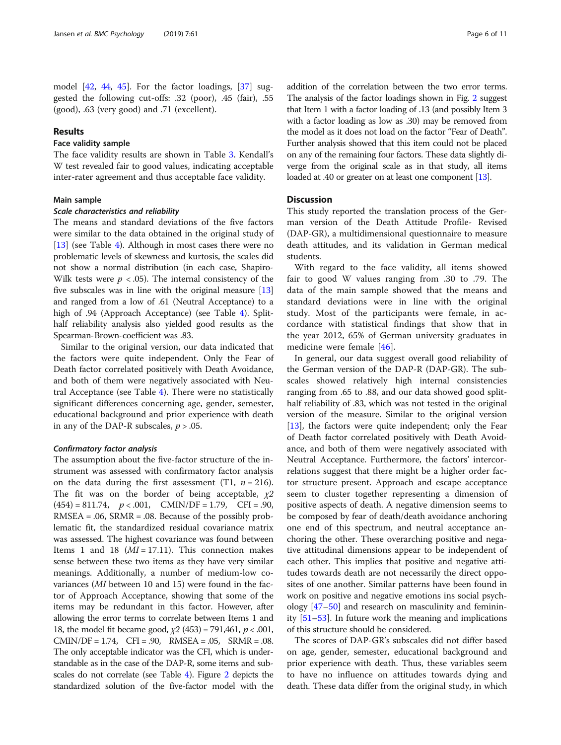model [42, 44, 45]. For the factor loadings, [37] suggested the following cut-offs: .32 (poor), .45 (fair), .55 (good), .63 (very good) and .71 (excellent).

## Results

### Face validity sample

The face validity results are shown in Table 3. Kendall's W test revealed fair to good values, indicating acceptable inter-rater agreement and thus acceptable face validity.

### Main sample

#### *Scale characteristics and reliability*

The means and standard deviations of the five factors were similar to the data obtained in the original study of [13] (see Table 4). Although in most cases there were no problematic levels of skewness and kurtosis, the scales did not show a normal distribution (in each case, Shapiro-Wilk tests were $p < .05$). The internal consistency of the five subscales was in line with the original measure [13] and ranged from a low of .61 (Neutral Acceptance) to a high of .94 (Approach Acceptance) (see Table 4). Split-half reliability analysis also yielded good results as the Spearman-Brown-coefficient was .83.

Similar to the original version, our data indicated that the factors were quite independent. Only the Fear of Death factor correlated positively with Death Avoidance, and both of them were negatively associated with Neutral Acceptance (see Table 4). There were no statistically significant differences concerning age, gender, semester, educational background and prior experience with death in any of the DAP-R subscales, $p > .05$.

#### *Confirmatory factor analysis*

The assumption about the five-factor structure of the instrument was assessed with confirmatory factor analysis on the data during the first assessment (T1, $n = 216$). The fit was on the border of being acceptable, $\chi2$ (454) = 811.74, $p < .001$, CMIN/DF = 1.79, CFI = .90, RMSEA = .06, SRMR = .08. Because of the possibly problematic fit, the standardized residual covariance matrix was assessed. The highest covariance was found between Items 1 and 18 ($MI = 17.11$). This connection makes sense between these two items as they have very similar meanings. Additionally, a number of medium-low covariances ($MI$ between 10 and 15) were found in the factor of Approach Acceptance, showing that some of the items may be redundant in this factor. However, after allowing the error terms to correlate between Items 1 and 18, the model fit became good, $\chi2$ (453) = 791,461, $p < .001$, CMIN/DF = 1.74, CFI = .90, RMSEA = .05, SRMR = .08. The only acceptable indicator was the CFI, which is understandable as in the case of the DAP-R, some items and subscales do not correlate (see Table 4). Figure 2 depicts the standardized solution of the five-factor model with the addition of the correlation between the two error terms. The analysis of the factor loadings shown in Fig. 2 suggest that Item 1 with a factor loading of .13 (and possibly Item 3 with a factor loading as low as .30) may be removed from the model as it does not load on the factor "Fear of Death". Further analysis showed that this item could not be placed on any of the remaining four factors. These data slightly diverge from the original scale as in that study, all items loaded at .40 or greater on at least one component [13].

## Discussion

This study reported the translation process of the German version of the Death Attitude Profile- Revised (DAP-GR), a multidimensional questionnaire to measure death attitudes, and its validation in German medical students.

With regard to the face validity, all items showed fair to good W values ranging from .30 to .79. The data of the main sample showed that the means and standard deviations were in line with the original study. Most of the participants were female, in accordance with statistical findings that show that in the year 2012, 65% of German university graduates in medicine were female [46].

In general, our data suggest overall good reliability of the German version of the DAP-R (DAP-GR). The subscales showed relatively high internal consistencies ranging from .65 to .88, and our data showed good split-half reliability of .83, which was not tested in the original version of the measure. Similar to the original version [13], the factors were quite independent; only the Fear of Death factor correlated positively with Death Avoidance, and both of them were negatively associated with Neutral Acceptance. Furthermore, the factors' intercorrelations suggest that there might be a higher order factor structure present. Approach and escape acceptance seem to cluster together representing a dimension of positive aspects of death. A negative dimension seems to be composed by fear of death/death avoidance anchoring one end of this spectrum, and neutral acceptance anchoring the other. These overarching positive and negative attitudinal dimensions appear to be independent of each other. This implies that positive and negative attitudes towards death are not necessarily the direct opposites of one another. Similar patterns have been found in work on positive and negative emotions ins social psychology [47–50] and research on masculinity and femininity [51–53]. In future work the meaning and implications of this structure should be considered.

The scores of DAP-GR's subscales did not differ based on age, gender, semester, educational background and prior experience with death. Thus, these variables seem to have no influence on attitudes towards dying and death. These data differ from the original study, in which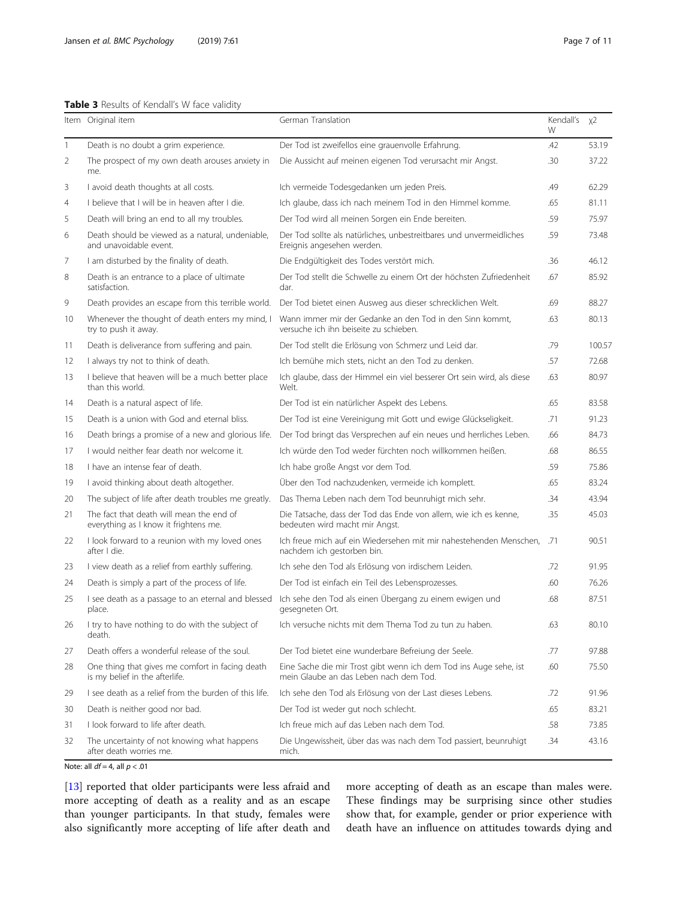**Table 3** Results of Kendall's W face validity

| Item | Original item | German Translation | Kendall's W | χ2 |
|---|---|---|---|---|
| 1 | Death is no doubt a grim experience. | Der Tod ist zweifellos eine grauenvolle Erfahrung. | .42 | 53.19 |
| 2 | The prospect of my own death arouses anxiety in me. | Die Aussicht auf meinen eigenen Tod verursacht mir Angst. | .30 | 37.22 |
| 3 | I avoid death thoughts at all costs. | Ich vermeide Todesgedanken um jeden Preis. | .49 | 62.29 |
| 4 | I believe that I will be in heaven after I die. | Ich glaube, dass ich nach meinem Tod in den Himmel komme. | .65 | 81.11 |
| 5 | Death will bring an end to all my troubles. | Der Tod wird all meinen Sorgen ein Ende bereiten. | .59 | 75.97 |
| 6 | Death should be viewed as a natural, undeniable, and unavoidable event. | Der Tod sollte als natürliches, unbestreitbares und unvermeidliches Ereignis angesehen werden. | .59 | 73.48 |
| 7 | I am disturbed by the finality of death. | Die Endgültigkeit des Todes verstört mich. | .36 | 46.12 |
| 8 | Death is an entrance to a place of ultimate satisfaction. | Der Tod stellt die Schwelle zu einem Ort der höchsten Zufriedenheit dar. | .67 | 85.92 |
| 9 | Death provides an escape from this terrible world. | Der Tod bietet einen Ausweg aus dieser schrecklichen Welt. | .69 | 88.27 |
| 10 | Whenever the thought of death enters my mind, I try to push it away. | Wann immer mir der Gedanke an den Tod in den Sinn kommt, versuche ich ihn beiseite zu schieben. | .63 | 80.13 |
| 11 | Death is deliverance from suffering and pain. | Der Tod stellt die Erlösung von Schmerz und Leid dar. | .79 | 100.57 |
| 12 | I always try not to think of death. | Ich bemühe mich stets, nicht an den Tod zu denken. | .57 | 72.68 |
| 13 | I believe that heaven will be a much better place than this world. | Ich glaube, dass der Himmel ein viel besserer Ort sein wird, als diese Welt. | .63 | 80.97 |
| 14 | Death is a natural aspect of life. | Der Tod ist ein natürlicher Aspekt des Lebens. | .65 | 83.58 |
| 15 | Death is a union with God and eternal bliss. | Der Tod ist eine Vereinigung mit Gott und ewige Glückseligkeit. | .71 | 91.23 |
| 16 | Death brings a promise of a new and glorious life. | Der Tod bringt das Versprechen auf ein neues und herrliches Leben. | .66 | 84.73 |
| 17 | I would neither fear death nor welcome it. | Ich würde den Tod weder fürchten noch willkommen heißen. | .68 | 86.55 |
| 18 | I have an intense fear of death. | Ich habe große Angst vor dem Tod. | .59 | 75.86 |
| 19 | I avoid thinking about death altogether. | Über den Tod nachzudenken, vermeide ich komplett. | .65 | 83.24 |
| 20 | The subject of life after death troubles me greatly. | Das Thema Leben nach dem Tod beunruhigt mich sehr. | .34 | 43.94 |
| 21 | The fact that death will mean the end of everything as I know it frightens me. | Die Tatsache, dass der Tod das Ende von allem, wie ich es kenne, bedeuten wird macht mir Angst. | .35 | 45.03 |
| 22 | I look forward to a reunion with my loved ones after I die. | Ich freue mich auf ein Wiedersehen mit mir nahestehenden Menschen, nachdem ich gestorben bin. | .71 | 90.51 |
| 23 | I view death as a relief from earthly suffering. | Ich sehe den Tod als Erlösung von irdischem Leiden. | .72 | 91.95 |
| 24 | Death is simply a part of the process of life. | Der Tod ist einfach ein Teil des Lebensprozesses. | .60 | 76.26 |
| 25 | I see death as a passage to an eternal and blessed place. | Ich sehe den Tod als einen Übergang zu einem ewigen und gesegneten Ort. | .68 | 87.51 |
| 26 | I try to have nothing to do with the subject of death. | Ich versuche nichts mit dem Thema Tod zu tun zu haben. | .63 | 80.10 |
| 27 | Death offers a wonderful release of the soul. | Der Tod bietet eine wunderbare Befreiung der Seele. | .77 | 97.88 |
| 28 | One thing that gives me comfort in facing death is my belief in the afterlife. | Eine Sache die mir Trost gibt wenn ich dem Tod ins Auge sehe, ist mein Glaube an das Leben nach dem Tod. | .60 | 75.50 |
| 29 | I see death as a relief from the burden of this life. | Ich sehe den Tod als Erlösung von der Last dieses Lebens. | .72 | 91.96 |
| 30 | Death is neither good nor bad. | Der Tod ist weder gut noch schlecht. | .65 | 83.21 |
| 31 | I look forward to life after death. | Ich freue mich auf das Leben nach dem Tod. | .58 | 73.85 |
| 32 | The uncertainty of not knowing what happens after death worries me. | Die Ungewissheit, über das was nach dem Tod passiert, beunruhigt mich. | .34 | 43.16 |

Note: all $df = 4$, all $p < .01$

[13] reported that older participants were less afraid and more accepting of death as a reality and as an escape than younger participants. In that study, females were also significantly more accepting of life after death and more accepting of death as an escape than males were. These findings may be surprising since other studies show that, for example, gender or prior experience with death have an influence on attitudes towards dying and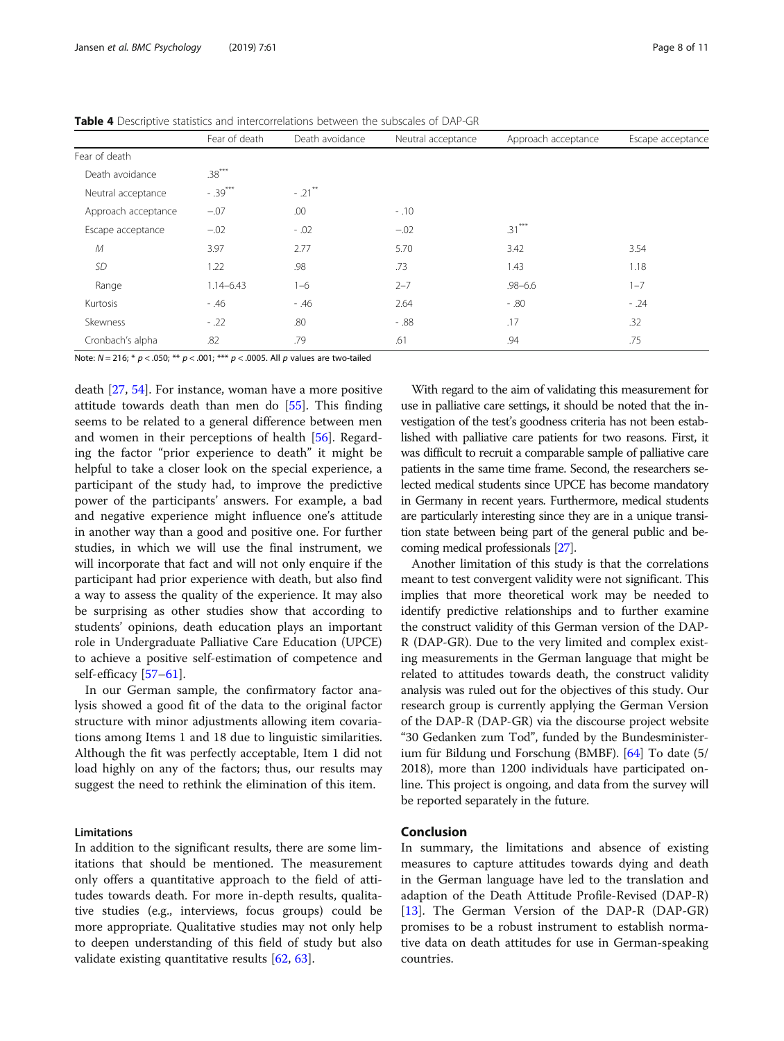**Table 4** Descriptive statistics and intercorrelations between the subscales of DAP-GR

| | Fear of death | Death avoidance | Neutral acceptance | Approach acceptance | Escape acceptance |
|---|---|---|---|---|---|
| Fear of death | | | | | |
| Death avoidance | .38*** | | | | |
| Neutral acceptance | - .39*** | - .21** | | | |
| Approach acceptance | −.07 | .00 | - .10 | | |
| Escape acceptance | −.02 | - .02 | −.02 | .31*** | |
| *M* | 3.97 | 2.77 | 5.70 | 3.42 | 3.54 |
| *SD* | 1.22 | .98 | .73 | 1.43 | 1.18 |
| Range | 1.14–6.43 | 1–6 | 2–7 | .98–6.6 | 1–7 |
| Kurtosis | - .46 | - .46 | 2.64 | - .80 | - .24 |
| Skewness | - .22 | .80 | - .88 | .17 | .32 |
| Cronbach's alpha | .82 | .79 | .61 | .94 | .75 |

Note: $N = 216$; * $p < .050$; ** $p < .001$; *** $p < .0005$. All *p* values are two-tailed

death [27, 54]. For instance, woman have a more positive attitude towards death than men do [55]. This finding seems to be related to a general difference between men and women in their perceptions of health [56]. Regarding the factor "prior experience to death" it might be helpful to take a closer look on the special experience, a participant of the study had, to improve the predictive power of the participants' answers. For example, a bad and negative experience might influence one's attitude in another way than a good and positive one. For further studies, in which we will use the final instrument, we will incorporate that fact and will not only enquire if the participant had prior experience with death, but also find a way to assess the quality of the experience. It may also be surprising as other studies show that according to students' opinions, death education plays an important role in Undergraduate Palliative Care Education (UPCE) to achieve a positive self-estimation of competence and self-efficacy [57–61].

In our German sample, the confirmatory factor analysis showed a good fit of the data to the original factor structure with minor adjustments allowing item covariations among Items 1 and 18 due to linguistic similarities. Although the fit was perfectly acceptable, Item 1 did not load highly on any of the factors; thus, our results may suggest the need to rethink the elimination of this item.

### Limitations

In addition to the significant results, there are some limitations that should be mentioned. The measurement only offers a quantitative approach to the field of attitudes towards death. For more in-depth results, qualitative studies (e.g., interviews, focus groups) could be more appropriate. Qualitative studies may not only help to deepen understanding of this field of study but also validate existing quantitative results [62, 63].

With regard to the aim of validating this measurement for use in palliative care settings, it should be noted that the investigation of the test's goodness criteria has not been established with palliative care patients for two reasons. First, it was difficult to recruit a comparable sample of palliative care patients in the same time frame. Second, the researchers selected medical students since UPCE has become mandatory in Germany in recent years. Furthermore, medical students are particularly interesting since they are in a unique transition state between being part of the general public and becoming medical professionals [27].

Another limitation of this study is that the correlations meant to test convergent validity were not significant. This implies that more theoretical work may be needed to identify predictive relationships and to further examine the construct validity of this German version of the DAP-R (DAP-GR). Due to the very limited and complex existing measurements in the German language that might be related to attitudes towards death, the construct validity analysis was ruled out for the objectives of this study. Our research group is currently applying the German Version of the DAP-R (DAP-GR) via the discourse project website "30 Gedanken zum Tod", funded by the Bundesministerium für Bildung und Forschung (BMBF). [64] To date (5/2018), more than 1200 individuals have participated online. This project is ongoing, and data from the survey will be reported separately in the future.

## Conclusion

In summary, the limitations and absence of existing measures to capture attitudes towards dying and death in the German language have led to the translation and adaption of the Death Attitude Profile-Revised (DAP-R) [13]. The German Version of the DAP-R (DAP-GR) promises to be a robust instrument to establish normative data on death attitudes for use in German-speaking countries.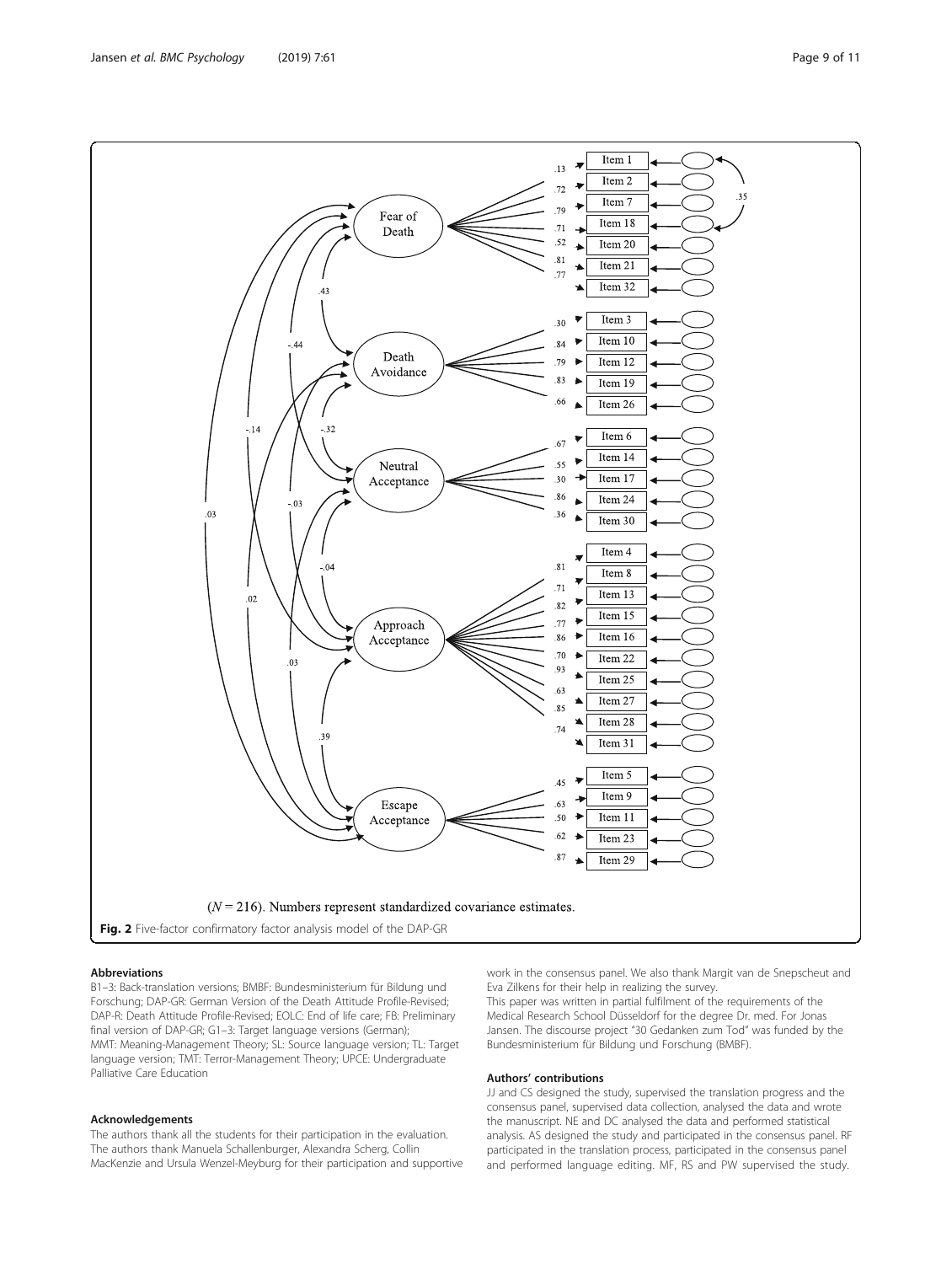($N = 216$). Numbers represent standardized covariance estimates.

**Fig. 2** Five-factor confirmatory factor analysis model of the DAP-GR

### Abbreviations

B1–3: Back-translation versions; BMBF: Bundesministerium für Bildung und Forschung; DAP-GR: German Version of the Death Attitude Profile-Revised; DAP-R: Death Attitude Profile-Revised; EOLC: End of life care; FB: Preliminary final version of DAP-GR; G1–3: Target language versions (German); MMT: Meaning-Management Theory; SL: Source language version; TL: Target language version; TMT: Terror-Management Theory; UPCE: Undergraduate Palliative Care Education

### Acknowledgements

The authors thank all the students for their participation in the evaluation. The authors thank Manuela Schallenburger, Alexandra Scherg, Collin MacKenzie and Ursula Wenzel-Meyburg for their participation and supportive work in the consensus panel. We also thank Margit van de Snepscheut and Eva Zilkens for their help in realizing the survey.

This paper was written in partial fulfilment of the requirements of the Medical Research School Düsseldorf for the degree Dr. med. For Jonas Jansen. The discourse project "30 Gedanken zum Tod" was funded by the Bundesministerium für Bildung und Forschung (BMBF).

### Authors' contributions

JJ and CS designed the study, supervised the translation progress and the consensus panel, supervised data collection, analysed the data and wrote the manuscript. NE and DC analysed the data and performed statistical analysis. AS designed the study and participated in the consensus panel. RF participated in the translation process, participated in the consensus panel and performed language editing. MF, RS and PW supervised the study.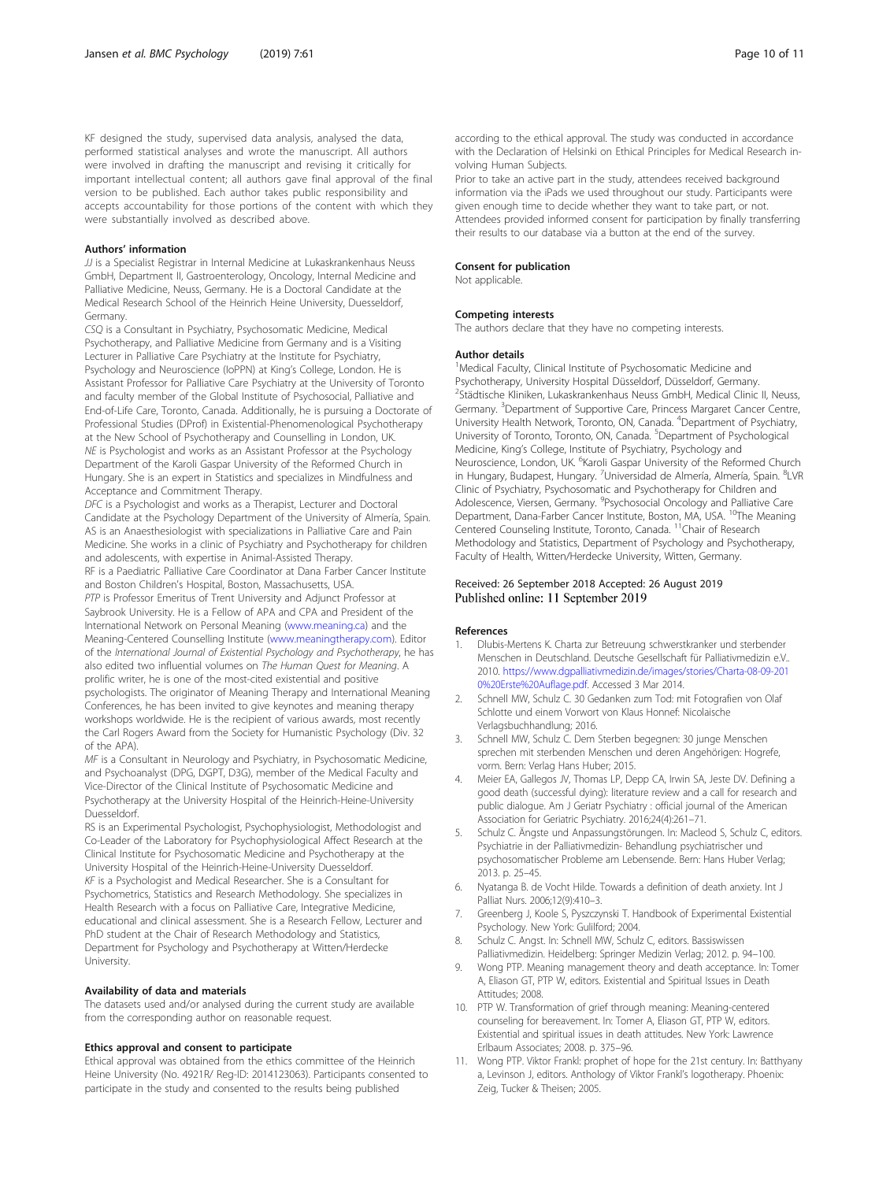KF designed the study, supervised data analysis, analysed the data, performed statistical analyses and wrote the manuscript. All authors were involved in drafting the manuscript and revising it critically for important intellectual content; all authors gave final approval of the final version to be published. Each author takes public responsibility and accepts accountability for those portions of the content with which they were substantially involved as described above.

### Authors' information

*JJ* is a Specialist Registrar in Internal Medicine at Lukaskrankenhaus Neuss GmbH, Department II, Gastroenterology, Oncology, Internal Medicine and Palliative Medicine, Neuss, Germany. He is a Doctoral Candidate at the Medical Research School of the Heinrich Heine University, Duesseldorf, Germany.

*CSQ* is a Consultant in Psychiatry, Psychosomatic Medicine, Medical Psychotherapy, and Palliative Medicine from Germany and is a Visiting Lecturer in Palliative Care Psychiatry at the Institute for Psychiatry, Psychology and Neuroscience (IoPPN) at King's College, London. He is Assistant Professor for Palliative Care Psychiatry at the University of Toronto and faculty member of the Global Institute of Psychosocial, Palliative and End-of-Life Care, Toronto, Canada. Additionally, he is pursuing a Doctorate of Professional Studies (DProf) in Existential-Phenomenological Psychotherapy at the New School of Psychotherapy and Counselling in London, UK.

*NE* is Psychologist and works as an Assistant Professor at the Psychology Department of the Karoli Gaspar University of the Reformed Church in Hungary. She is an expert in Statistics and specializes in Mindfulness and Acceptance and Commitment Therapy.

*DFC* is a Psychologist and works as a Therapist, Lecturer and Doctoral Candidate at the Psychology Department of the University of Almería, Spain.

AS is an Anaesthesiologist with specializations in Palliative Care and Pain Medicine. She works in a clinic of Psychiatry and Psychotherapy for children and adolescents, with expertise in Animal-Assisted Therapy.

RF is a Paediatric Palliative Care Coordinator at Dana Farber Cancer Institute and Boston Children's Hospital, Boston, Massachusetts, USA.

*PTP* is Professor Emeritus of Trent University and Adjunct Professor at Saybrook University. He is a Fellow of APA and CPA and President of the International Network on Personal Meaning (www.meaning.ca) and the Meaning-Centered Counselling Institute (www.meaningtherapy.com). Editor of the *International Journal of Existential Psychology and Psychotherapy*, he has also edited two influential volumes on *The Human Quest for Meaning*. A prolific writer, he is one of the most-cited existential and positive psychologists. The originator of Meaning Therapy and International Meaning Conferences, he has been invited to give keynotes and meaning therapy workshops worldwide. He is the recipient of various awards, most recently the Carl Rogers Award from the Society for Humanistic Psychology (Div. 32 of the APA).

*MF* is a Consultant in Neurology and Psychiatry, in Psychosomatic Medicine, and Psychoanalyst (DPG, DGPT, D3G), member of the Medical Faculty and Vice-Director of the Clinical Institute of Psychosomatic Medicine and Psychotherapy at the University Hospital of the Heinrich-Heine-University Duesseldorf.

RS is an Experimental Psychologist, Psychophysiologist, Methodologist and Co-Leader of the Laboratory for Psychophysiological Affect Research at the Clinical Institute for Psychosomatic Medicine and Psychotherapy at the University Hospital of the Heinrich-Heine-University Duesseldorf.

*KF* is a Psychologist and Medical Researcher. She is a Consultant for Psychometrics, Statistics and Research Methodology. She specializes in Health Research with a focus on Palliative Care, Integrative Medicine, educational and clinical assessment. She is a Research Fellow, Lecturer and PhD student at the Chair of Research Methodology and Statistics, Department for Psychology and Psychotherapy at Witten/Herdecke University.

### Availability of data and materials

The datasets used and/or analysed during the current study are available from the corresponding author on reasonable request.

### Ethics approval and consent to participate

Ethical approval was obtained from the ethics committee of the Heinrich Heine University (No. 4921R/ Reg-ID: 2014123063). Participants consented to participate in the study and consented to the results being published according to the ethical approval. The study was conducted in accordance with the Declaration of Helsinki on Ethical Principles for Medical Research involving Human Subjects.

Prior to take an active part in the study, attendees received background information via the iPads we used throughout our study. Participants were given enough time to decide whether they want to take part, or not. Attendees provided informed consent for participation by finally transferring their results to our database via a button at the end of the survey.

### Consent for publication

Not applicable.

### Competing interests

The authors declare that they have no competing interests.

### Author details

[1]Medical Faculty, Clinical Institute of Psychosomatic Medicine and Psychotherapy, University Hospital Düsseldorf, Düsseldorf, Germany. [2]Städtische Kliniken, Lukaskrankenhaus Neuss GmbH, Medical Clinic II, Neuss, Germany. [3]Department of Supportive Care, Princess Margaret Cancer Centre, University Health Network, Toronto, ON, Canada. [4]Department of Psychiatry, University of Toronto, Toronto, ON, Canada. [5]Department of Psychological Medicine, King's College, Institute of Psychiatry, Psychology and Neuroscience, London, UK. [6]Karoli Gaspar University of the Reformed Church in Hungary, Budapest, Hungary. [7]Universidad de Almería, Almería, Spain. [8]LVR Clinic of Psychiatry, Psychosomatic and Psychotherapy for Children and Adolescence, Viersen, Germany. [9]Psychosocial Oncology and Palliative Care Department, Dana-Farber Cancer Institute, Boston, MA, USA. [10]The Meaning Centered Counseling Institute, Toronto, Canada. [11]Chair of Research Methodology and Statistics, Department of Psychology and Psychotherapy, Faculty of Health, Witten/Herdecke University, Witten, Germany.

Received: 26 September 2018 Accepted: 26 August 2019
Published online: 11 September 2019

### References

1. Dlubis-Mertens K. Charta zur Betreuung schwerstkranker und sterbender Menschen in Deutschland. Deutsche Gesellschaft für Palliativmedizin e.V.. 2010. https://www.dgpalliativmedizin.de/images/stories/Charta-08-09-2010%20Erste%20Auflage.pdf. Accessed 3 Mar 2014.
2. Schnell MW, Schulz C. 30 Gedanken zum Tod: mit Fotografien von Olaf Schlotte und einem Vorwort von Klaus Honnef: Nicolaische Verlagsbuchhandlung; 2016.
3. Schnell MW, Schulz C. Dem Sterben begegnen: 30 junge Menschen sprechen mit sterbenden Menschen und deren Angehörigen: Hogrefe, vorm. Bern: Verlag Hans Huber; 2015.
4. Meier EA, Gallegos JV, Thomas LP, Depp CA, Irwin SA, Jeste DV. Defining a good death (successful dying): literature review and a call for research and public dialogue. Am J Geriatr Psychiatry : official journal of the American Association for Geriatric Psychiatry. 2016;24(4):261–71.
5. Schulz C. Ängste und Anpassungstörungen. In: Macleod S, Schulz C, editors. Psychiatrie in der Palliativmedizin- Behandlung psychiatrischer und psychosomatischer Probleme am Lebensende. Bern: Hans Huber Verlag; 2013. p. 25–45.
6. Nyatanga B. de Vocht Hilde. Towards a definition of death anxiety. Int J Palliat Nurs. 2006;12(9):410–3.
7. Greenberg J, Koole S, Pyszczynski T. Handbook of Experimental Existential Psychology. New York: Gulilford; 2004.
8. Schulz C. Angst. In: Schnell MW, Schulz C, editors. Bassiswissen Palliativmedizin. Heidelberg: Springer Medizin Verlag; 2012. p. 94–100.
9. Wong PTP. Meaning management theory and death acceptance. In: Tomer A, Eliason GT, PTP W, editors. Existential and Spiritual Issues in Death Attitudes; 2008.
10. PTP W. Transformation of grief through meaning: Meaning-centered counseling for bereavement. In: Tomer A, Eliason GT, PTP W, editors. Existential and spiritual issues in death attitudes. New York: Lawrence Erlbaum Associates; 2008. p. 375–96.
11. Wong PTP. Viktor Frankl: prophet of hope for the 21st century. In: Batthyany a, Levinson J, editors. Anthology of Viktor Frankl's logotherapy. Phoenix: Zeig, Tucker & Theisen; 2005.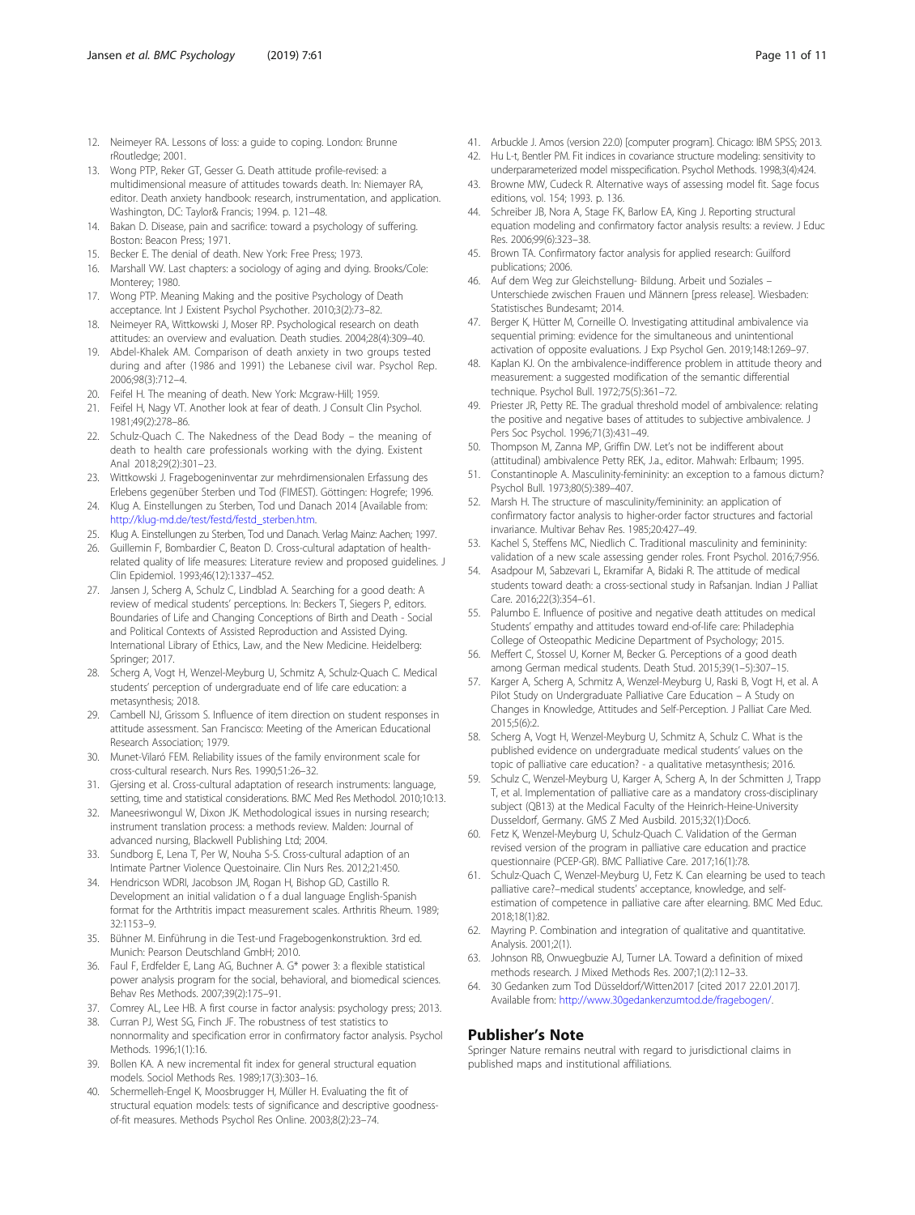12. Neimeyer RA. Lessons of loss: a guide to coping. London: Brunne rRoutledge; 2001.
13. Wong PTP, Reker GT, Gesser G. Death attitude profile-revised: a multidimensional measure of attitudes towards death. In: Niemayer RA, editor. Death anxiety handbook: research, instrumentation, and application. Washington, DC: Taylor& Francis; 1994. p. 121–48.
14. Bakan D. Disease, pain and sacrifice: toward a psychology of suffering. Boston: Beacon Press; 1971.
15. Becker E. The denial of death. New York: Free Press; 1973.
16. Marshall VW. Last chapters: a sociology of aging and dying. Brooks/Cole: Monterey; 1980.
17. Wong PTP. Meaning Making and the positive Psychology of Death acceptance. Int J Existent Psychol Psychother. 2010;3(2):73–82.
18. Neimeyer RA, Wittkowski J, Moser RP. Psychological research on death attitudes: an overview and evaluation. Death studies. 2004;28(4):309–40.
19. Abdel-Khalek AM. Comparison of death anxiety in two groups tested during and after (1986 and 1991) the Lebanese civil war. Psychol Rep. 2006;98(3):712–4.
20. Feifel H. The meaning of death. New York: Mcgraw-Hill; 1959.
21. Feifel H, Nagy VT. Another look at fear of death. J Consult Clin Psychol. 1981;49(2):278–86.
22. Schulz-Quach C. The Nakedness of the Dead Body – the meaning of death to health care professionals working with the dying. Existent Anal 2018;29(2):301–23.
23. Wittkowski J. Fragebogeninventar zur mehrdimensionalen Erfassung des Erlebens gegenüber Sterben und Tod (FIMEST). Göttingen: Hogrefe; 1996.
24. Klug A. Einstellungen zu Sterben, Tod und Danach 2014 [Available from: http://klug-md.de/test/festd/festd_sterben.htm.
25. Klug A. Einstellungen zu Sterben, Tod und Danach. Verlag Mainz: Aachen; 1997.
26. Guillemin F, Bombardier C, Beaton D. Cross-cultural adaptation of health-related quality of life measures: Literature review and proposed guidelines. J Clin Epidemiol. 1993;46(12):1337–452.
27. Jansen J, Scherg A, Schulz C, Lindblad A. Searching for a good death: A review of medical students' perceptions. In: Beckers T, Siegers P, editors. Boundaries of Life and Changing Conceptions of Birth and Death - Social and Political Contexts of Assisted Reproduction and Assisted Dying. International Library of Ethics, Law, and the New Medicine. Heidelberg: Springer; 2017.
28. Scherg A, Vogt H, Wenzel-Meyburg U, Schmitz A, Schulz-Quach C. Medical students' perception of undergraduate end of life care education: a metasynthesis; 2018.
29. Cambell NJ, Grissom S. Influence of item direction on student responses in attitude assessment. San Francisco: Meeting of the American Educational Research Association; 1979.
30. Munet-Vilaró FEM. Reliability issues of the family environment scale for cross-cultural research. Nurs Res. 1990;51:26–32.
31. Gjersing et al. Cross-cultural adaptation of research instruments: language, setting, time and statistical considerations. BMC Med Res Methodol. 2010;10:13.
32. Maneesriwongul W, Dixon JK. Methodological issues in nursing research; instrument translation process: a methods review. Malden: Journal of advanced nursing, Blackwell Publishing Ltd; 2004.
33. Sundborg E, Lena T, Per W, Nouha S-S. Cross-cultural adaption of an Intimate Partner Violence Questoinaire. Clin Nurs Res. 2012;21:450.
34. Hendricson WDRl, Jacobson JM, Rogan H, Bishop GD, Castillo R. Development an initial validation o f a dual language English-Spanish format for the Arthritis impact measurement scales. Arthritis Rheum. 1989; 32:1153–9.
35. Bühner M. Einführung in die Test-und Fragebogenkonstruktion. 3rd ed. Munich: Pearson Deutschland GmbH; 2010.
36. Faul F, Erdfelder E, Lang AG, Buchner A. G* power 3: a flexible statistical power analysis program for the social, behavioral, and biomedical sciences. Behav Res Methods. 2007;39(2):175–91.
37. Comrey AL, Lee HB. A first course in factor analysis: psychology press; 2013.
38. Curran PJ, West SG, Finch JF. The robustness of test statistics to nonnormality and specification error in confirmatory factor analysis. Psychol Methods. 1996;1(1):16.
39. Bollen KA. A new incremental fit index for general structural equation models. Sociol Methods Res. 1989;17(3):303–16.
40. Schermelleh-Engel K, Moosbrugger H, Müller H. Evaluating the fit of structural equation models: tests of significance and descriptive goodness-of-fit measures. Methods Psychol Res Online. 2003;8(2):23–74.
41. Arbuckle J. Amos (version 22.0) [computer program]. Chicago: IBM SPSS; 2013.
42. Hu L-t, Bentler PM. Fit indices in covariance structure modeling: sensitivity to underparameterized model misspecification. Psychol Methods. 1998;3(4):424.
43. Browne MW, Cudeck R. Alternative ways of assessing model fit. Sage focus editions, vol. 154; 1993. p. 136.
44. Schreiber JB, Nora A, Stage FK, Barlow EA, King J. Reporting structural equation modeling and confirmatory factor analysis results: a review. J Educ Res. 2006;99(6):323–38.
45. Brown TA. Confirmatory factor analysis for applied research: Guilford publications; 2006.
46. Auf dem Weg zur Gleichstellung- Bildung. Arbeit und Soziales – Unterschiede zwischen Frauen und Männern [press release]. Wiesbaden: Statistisches Bundesamt; 2014.
47. Berger K, Hütter M, Corneille O. Investigating attitudinal ambivalence via sequential priming: evidence for the simultaneous and unintentional activation of opposite evaluations. J Exp Psychol Gen. 2019;148:1269–97.
48. Kaplan KJ. On the ambivalence-indifference problem in attitude theory and measurement: a suggested modification of the semantic differential technique. Psychol Bull. 1972;75(5):361–72.
49. Priester JR, Petty RE. The gradual threshold model of ambivalence: relating the positive and negative bases of attitudes to subjective ambivalence. J Pers Soc Psychol. 1996;71(3):431–49.
50. Thompson M, Zanna MP, Griffin DW. Let's not be indifferent about (attitudinal) ambivalence Petty REK, J.a., editor. Mahwah: Erlbaum; 1995.
51. Constantinople A. Masculinity-femininity: an exception to a famous dictum? Psychol Bull. 1973;80(5):389–407.
52. Marsh H. The structure of masculinity/femininity: an application of confirmatory factor analysis to higher-order factor structures and factorial invariance. Multivar Behav Res. 1985;20:427–49.
53. Kachel S, Steffens MC, Niedlich C. Traditional masculinity and femininity: validation of a new scale assessing gender roles. Front Psychol. 2016;7:956.
54. Asadpour M, Sabzevari L, Ekramifar A, Bidaki R. The attitude of medical students toward death: a cross-sectional study in Rafsanjan. Indian J Palliat Care. 2016;22(3):354–61.
55. Palumbo E. Influence of positive and negative death attitudes on medical Students' empathy and attitudes toward end-of-life care: Philadephia College of Osteopathic Medicine Department of Psychology; 2015.
56. Meffert C, Stossel U, Korner M, Becker G. Perceptions of a good death among German medical students. Death Stud. 2015;39(1–5):307–15.
57. Karger A, Scherg A, Schmitz A, Wenzel-Meyburg U, Raski B, Vogt H, et al. A Pilot Study on Undergraduate Palliative Care Education – A Study on Changes in Knowledge, Attitudes and Self-Perception. J Palliat Care Med. 2015;5(6):2.
58. Scherg A, Vogt H, Wenzel-Meyburg U, Schmitz A, Schulz C. What is the published evidence on undergraduate medical students' values on the topic of palliative care education? - a qualitative metasynthesis; 2016.
59. Schulz C, Wenzel-Meyburg U, Karger A, Scherg A, In der Schmitten J, Trapp T, et al. Implementation of palliative care as a mandatory cross-disciplinary subject (QB13) at the Medical Faculty of the Heinrich-Heine-University Dusseldorf, Germany. GMS Z Med Ausbild. 2015;32(1):Doc6.
60. Fetz K, Wenzel-Meyburg U, Schulz-Quach C. Validation of the German revised version of the program in palliative care education and practice questionnaire (PCEP-GR). BMC Palliative Care. 2017;16(1):78.
61. Schulz-Quach C, Wenzel-Meyburg U, Fetz K. Can elearning be used to teach palliative care?–medical students' acceptance, knowledge, and self-estimation of competence in palliative care after elearning. BMC Med Educ. 2018;18(1):82.
62. Mayring P. Combination and integration of qualitative and quantitative. Analysis. 2001;2(1).
63. Johnson RB, Onwuegbuzie AJ, Turner LA. Toward a definition of mixed methods research. J Mixed Methods Res. 2007;1(2):112–33.
64. 30 Gedanken zum Tod Düsseldorf/Witten2017 [cited 2017 22.01.2017]. Available from: http://www.30gedankenzumtod.de/fragebogen/.

## Publisher's Note

Springer Nature remains neutral with regard to jurisdictional claims in published maps and institutional affiliations.